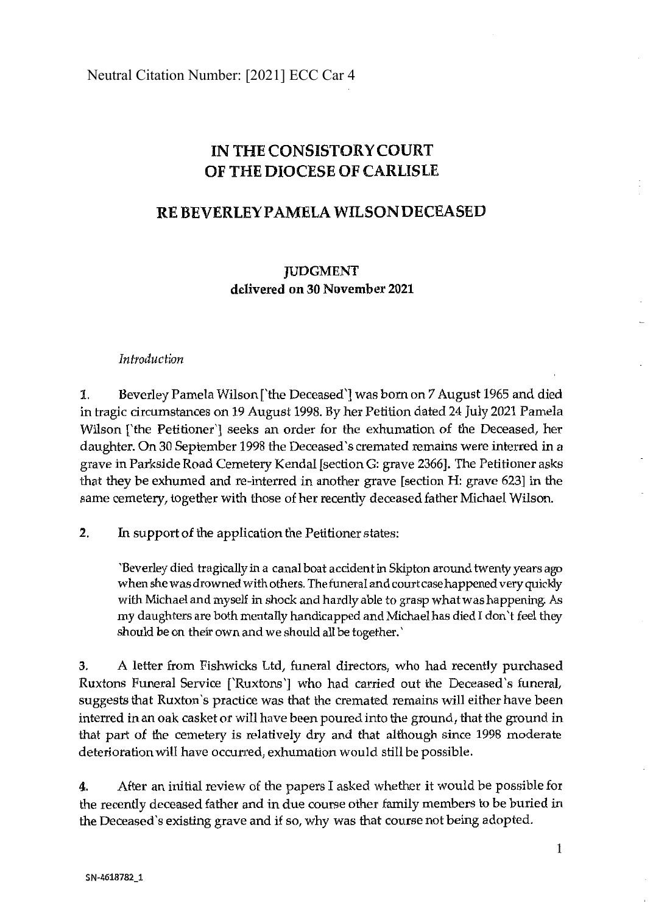Neutral Citation Number: [2021] ECC Car 4

# IN THE CONSISTORY COURT OF THE DIOCESE OF CARLISLE

## RE BEVERLEY PAMELA WILSON DECEASED

### JUDGMENT
**delivered on 30 November 2021**

*Introduction*

1. Beverley Pamela Wilson ['the Deceased'] was born on 7 August 1965 and died in tragic circumstances on 19 August 1998. By her Petition dated 24 July 2021 Pamela Wilson ['the Petitioner'] seeks an order for the exhumation of the Deceased, her daughter. On 30 September 1998 the Deceased's cremated remains were interred in a grave in Parkside Road Cemetery Kendal [section G: grave 2366]. The Petitioner asks that they be exhumed and re-interred in another grave [section H: grave 623] in the same cemetery, together with those of her recently deceased father Michael Wilson.

2. In support of the application the Petitioner states:

> 'Beverley died tragically in a canal boat accident in Skipton around twenty years ago when she was drowned with others. The funeral and court case happened very quickly with Michael and myself in shock and hardly able to grasp what was happening. As my daughters are both mentally handicapped and Michael has died I don't feel they should be on their own and we should all be together.'

3. A letter from Fishwicks Ltd, funeral directors, who had recently purchased Ruxtons Funeral Service ['Ruxtons'] who had carried out the Deceased's funeral, suggests that Ruxton's practice was that the cremated remains will either have been interred in an oak casket or will have been poured into the ground, that the ground in that part of the cemetery is relatively dry and that although since 1998 moderate deterioration will have occurred, exhumation would still be possible.

4. After an initial review of the papers I asked whether it would be possible for the recently deceased father and in due course other family members to be buried in the Deceased's existing grave and if so, why was that course not being adopted.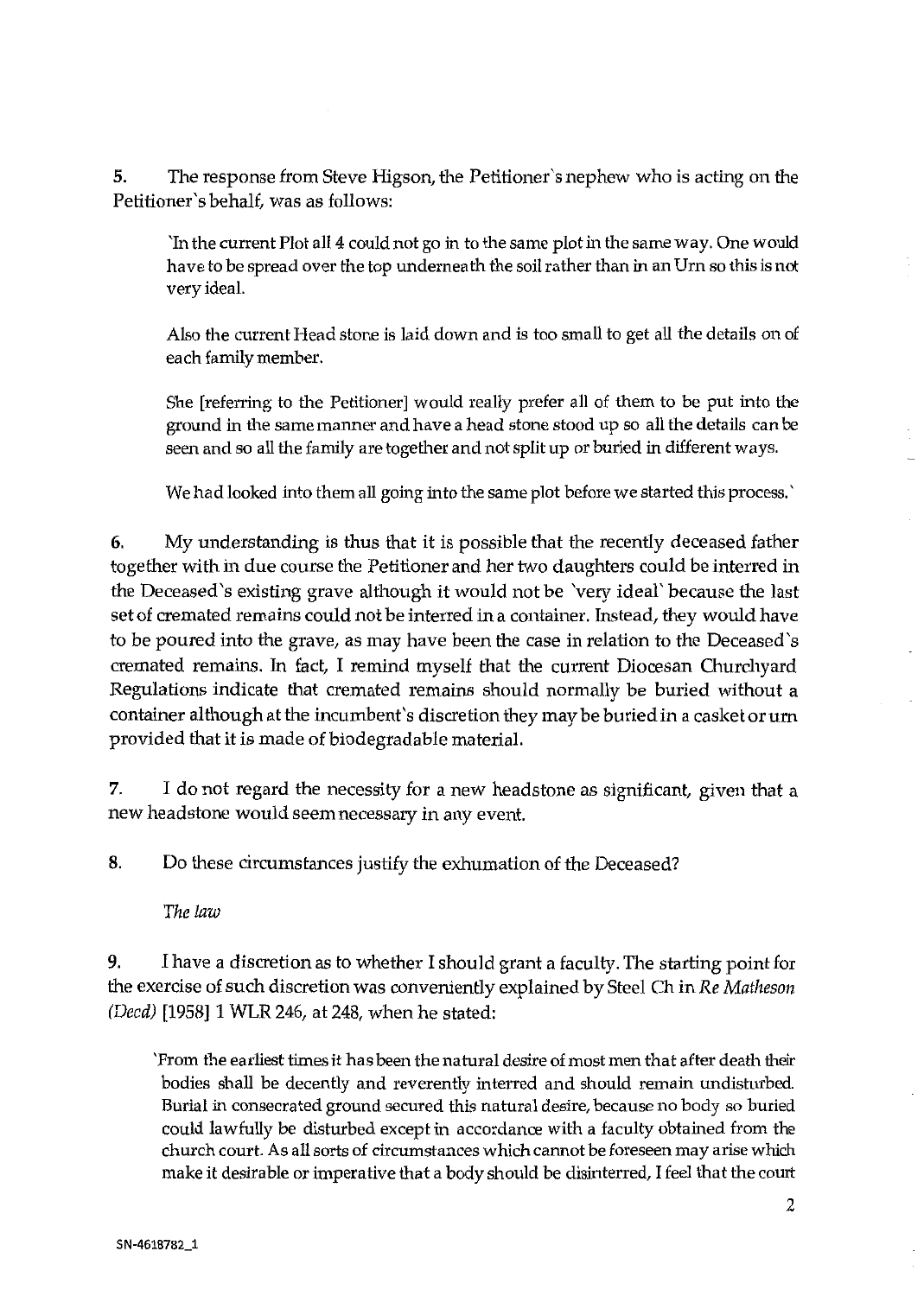**5.** The response from Steve Higson, the Petitioner's nephew who is acting on the Petitioner's behalf, was as follows:

> 'In the current Plot all 4 could not go in to the same plot in the same way. One would have to be spread over the top underneath the soil rather than in an Urn so this is not very ideal.
>
> Also the current Head stone is laid down and is too small to get all the details on of each family member.
>
> She [referring to the Petitioner] would really prefer all of them to be put into the ground in the same manner and have a head stone stood up so all the details can be seen and so all the family are together and not split up or buried in different ways.
>
> We had looked into them all going into the same plot before we started this process.'

**6.** My understanding is thus that it is possible that the recently deceased father together with in due course the Petitioner and her two daughters could be interred in the Deceased's existing grave although it would not be 'very ideal' because the last set of cremated remains could not be interred in a container. Instead, they would have to be poured into the grave, as may have been the case in relation to the Deceased's cremated remains. In fact, I remind myself that the current Diocesan Churchyard Regulations indicate that cremated remains should normally be buried without a container although at the incumbent's discretion they may be buried in a casket or urn provided that it is made of biodegradable material.

**7.** I do not regard the necessity for a new headstone as significant, given that a new headstone would seem necessary in any event.

**8.** Do these circumstances justify the exhumation of the Deceased?

*The law*

**9.** I have a discretion as to whether I should grant a faculty. The starting point for the exercise of such discretion was conveniently explained by Steel Ch in *Re Matheson (Decd)* [1958] 1 WLR 246, at 248, when he stated:

> 'From the earliest times it has been the natural desire of most men that after death their bodies shall be decently and reverently interred and should remain undisturbed. Burial in consecrated ground secured this natural desire, because no body so buried could lawfully be disturbed except in accordance with a faculty obtained from the church court. As all sorts of circumstances which cannot be foreseen may arise which make it desirable or imperative that a body should be disinterred, I feel that the court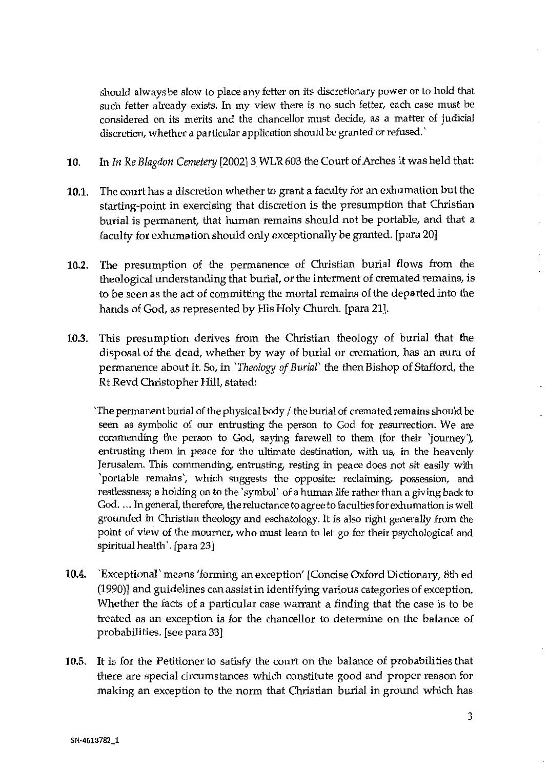should always be slow to place any fetter on its discretionary power or to hold that such fetter already exists. In my view there is no such fetter, each case must be considered on its merits and the chancellor must decide, as a matter of judicial discretion, whether a particular application should be granted or refused.'

**10.** In *In Re Blagdon Cemetery* [2002] 3 WLR 603 the Court of Arches it was held that:

**10.1.** The court has a discretion whether to grant a faculty for an exhumation but the starting-point in exercising that discretion is the presumption that Christian burial is permanent, that human remains should not be portable, and that a faculty for exhumation should only exceptionally be granted. [para 20]

**10.2.** The presumption of the permanence of Christian burial flows from the theological understanding that burial, or the interment of cremated remains, is to be seen as the act of committing the mortal remains of the departed into the hands of God, as represented by His Holy Church. [para 21].

**10.3.** This presumption derives from the Christian theology of burial that the disposal of the dead, whether by way of burial or cremation, has an aura of permanence about it. So, in '*Theology of Burial*' the then Bishop of Stafford, the Rt Revd Christopher Hill, stated:

> 'The permanent burial of the physical body / the burial of cremated remains should be seen as symbolic of our entrusting the person to God for resurrection. We are commending the person to God, saying farewell to them (for their 'journey'), entrusting them in peace for the ultimate destination, with us, in the heavenly Jerusalem. This commending, entrusting, resting in peace does not sit easily with 'portable remains', which suggests the opposite: reclaiming, possession, and restlessness; a holding on to the 'symbol' of a human life rather than a giving back to God. ... In general, therefore, the reluctance to agree to faculties for exhumation is well grounded in Christian theology and eschatology. It is also right generally from the point of view of the mourner, who must learn to let go for their psychological and spiritual health'. [para 23]

**10.4.** 'Exceptional' means 'forming an exception' [Concise Oxford Dictionary, 8th ed (1990)] and guidelines can assist in identifying various categories of exception. Whether the facts of a particular case warrant a finding that the case is to be treated as an exception is for the chancellor to determine on the balance of probabilities. [see para 33]

**10.5.** It is for the Petitioner to satisfy the court on the balance of probabilities that there are special circumstances which constitute good and proper reason for making an exception to the norm that Christian burial in ground which has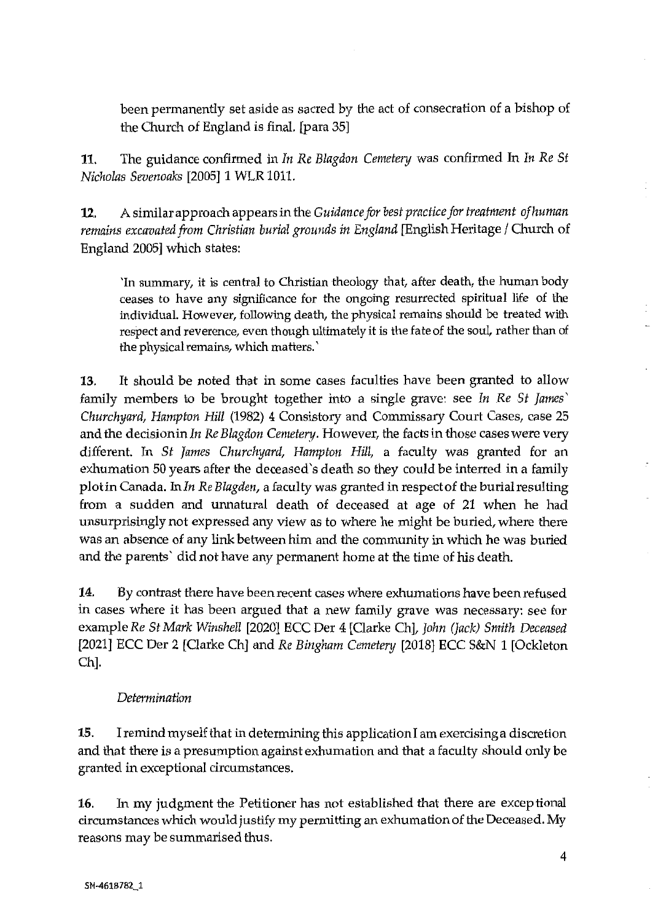been permanently set aside as sacred by the act of consecration of a bishop of the Church of England is final. [para 35]

**11.** The guidance confirmed in *In Re Blagdon Cemetery* was confirmed In *In Re St Nicholas Sevenoaks* [2005] 1 WLR 1011.

**12.** A similar approach appears in the *Guidance for best practice for treatment of human remains excavated from Christian burial grounds in England* [English Heritage / Church of England 2005] which states:

> 'In summary, it is central to Christian theology that, after death, the human body ceases to have any significance for the ongoing resurrected spiritual life of the individual. However, following death, the physical remains should be treated with respect and reverence, even though ultimately it is the fate of the soul, rather than of the physical remains, which matters.'

**13.** It should be noted that in some cases faculties have been granted to allow family members to be brought together into a single grave: see *In Re St James' Churchyard, Hampton Hill* (1982) 4 Consistory and Commissary Court Cases, case 25 and the decision in *In Re Blagdon Cemetery*. However, the facts in those cases were very different. In *St James Churchyard, Hampton Hill*, a faculty was granted for an exhumation 50 years after the deceased's death so they could be interred in a family plot in Canada. In *In Re Blagden*, a faculty was granted in respect of the burial resulting from a sudden and unnatural death of deceased at age of 21 when he had unsurprisingly not expressed any view as to where he might be buried, where there was an absence of any link between him and the community in which he was buried and the parents' did not have any permanent home at the time of his death.

**14.** By contrast there have been recent cases where exhumations have been refused in cases where it has been argued that a new family grave was necessary: see for example *Re St Mark Winshell* [2020] ECC Der 4 [Clarke Ch], *John (Jack) Smith Deceased* [2021] ECC Der 2 [Clarke Ch] and *Re Bingham Cemetery* [2018] ECC S&N 1 [Ockleton Ch].

*Determination*

**15.** I remind myself that in determining this application I am exercising a discretion and that there is a presumption against exhumation and that a faculty should only be granted in exceptional circumstances.

**16.** In my judgment the Petitioner has not established that there are exceptional circumstances which would justify my permitting an exhumation of the Deceased. My reasons may be summarised thus.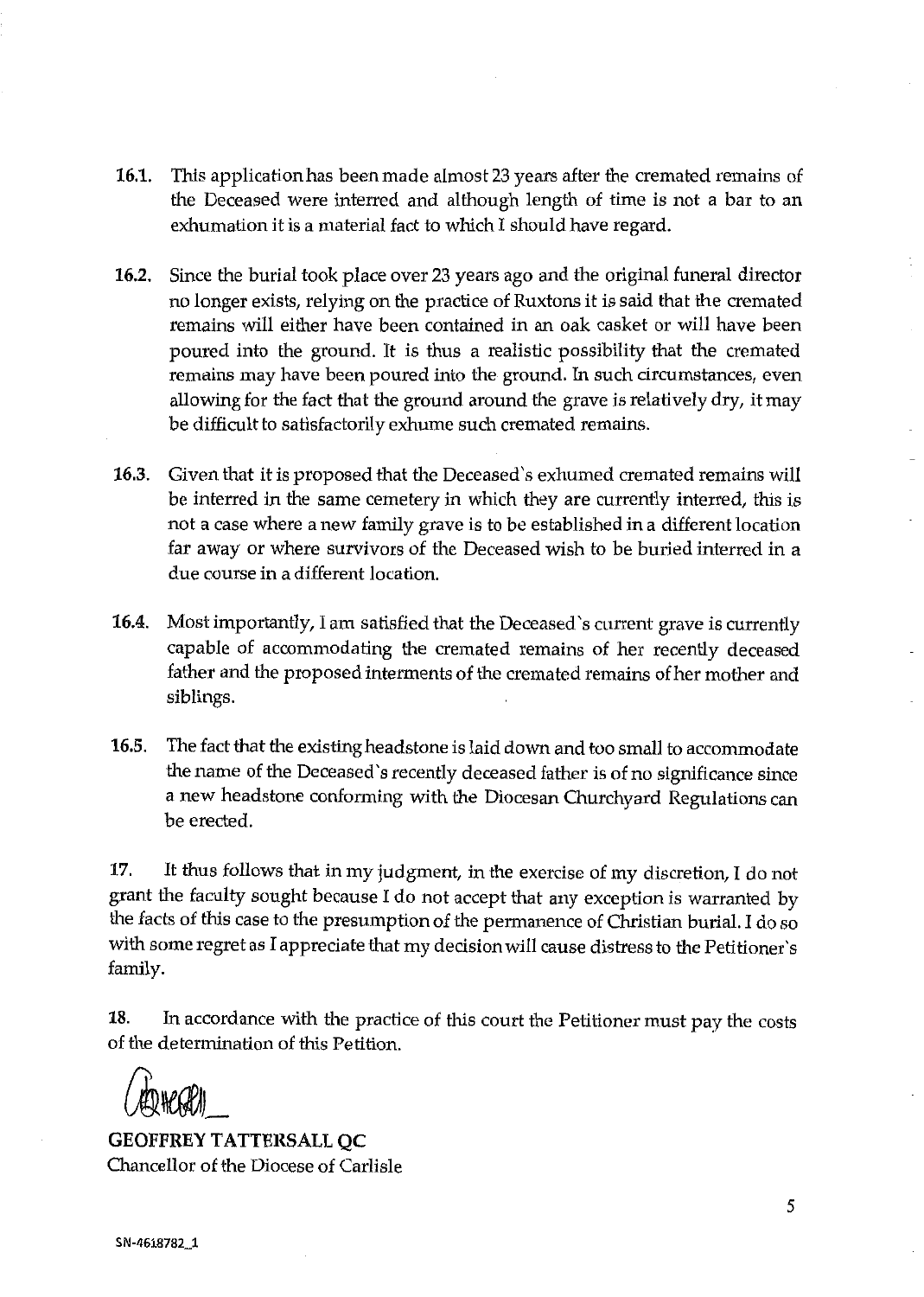**16.1.** This application has been made almost 23 years after the cremated remains of the Deceased were interred and although length of time is not a bar to an exhumation it is a material fact to which I should have regard.

**16.2.** Since the burial took place over 23 years ago and the original funeral director no longer exists, relying on the practice of Ruxtons it is said that the cremated remains will either have been contained in an oak casket or will have been poured into the ground. It is thus a realistic possibility that the cremated remains may have been poured into the ground. In such circumstances, even allowing for the fact that the ground around the grave is relatively dry, it may be difficult to satisfactorily exhume such cremated remains.

**16.3.** Given that it is proposed that the Deceased's exhumed cremated remains will be interred in the same cemetery in which they are currently interred, this is not a case where a new family grave is to be established in a different location far away or where survivors of the Deceased wish to be buried interred in a due course in a different location.

**16.4.** Most importantly, I am satisfied that the Deceased's current grave is currently capable of accommodating the cremated remains of her recently deceased father and the proposed interments of the cremated remains of her mother and siblings.

**16.5.** The fact that the existing headstone is laid down and too small to accommodate the name of the Deceased's recently deceased father is of no significance since a new headstone conforming with the Diocesan Churchyard Regulations can be erected.

**17.** It thus follows that in my judgment, in the exercise of my discretion, I do not grant the faculty sought because I do not accept that any exception is warranted by the facts of this case to the presumption of the permanence of Christian burial. I do so with some regret as I appreciate that my decision will cause distress to the Petitioner's family.

**18.** In accordance with the practice of this court the Petitioner must pay the costs of the determination of this Petition.

**GEOFFREY TATTERSALL QC**
Chancellor of the Diocese of Carlisle

SN-4618782_1